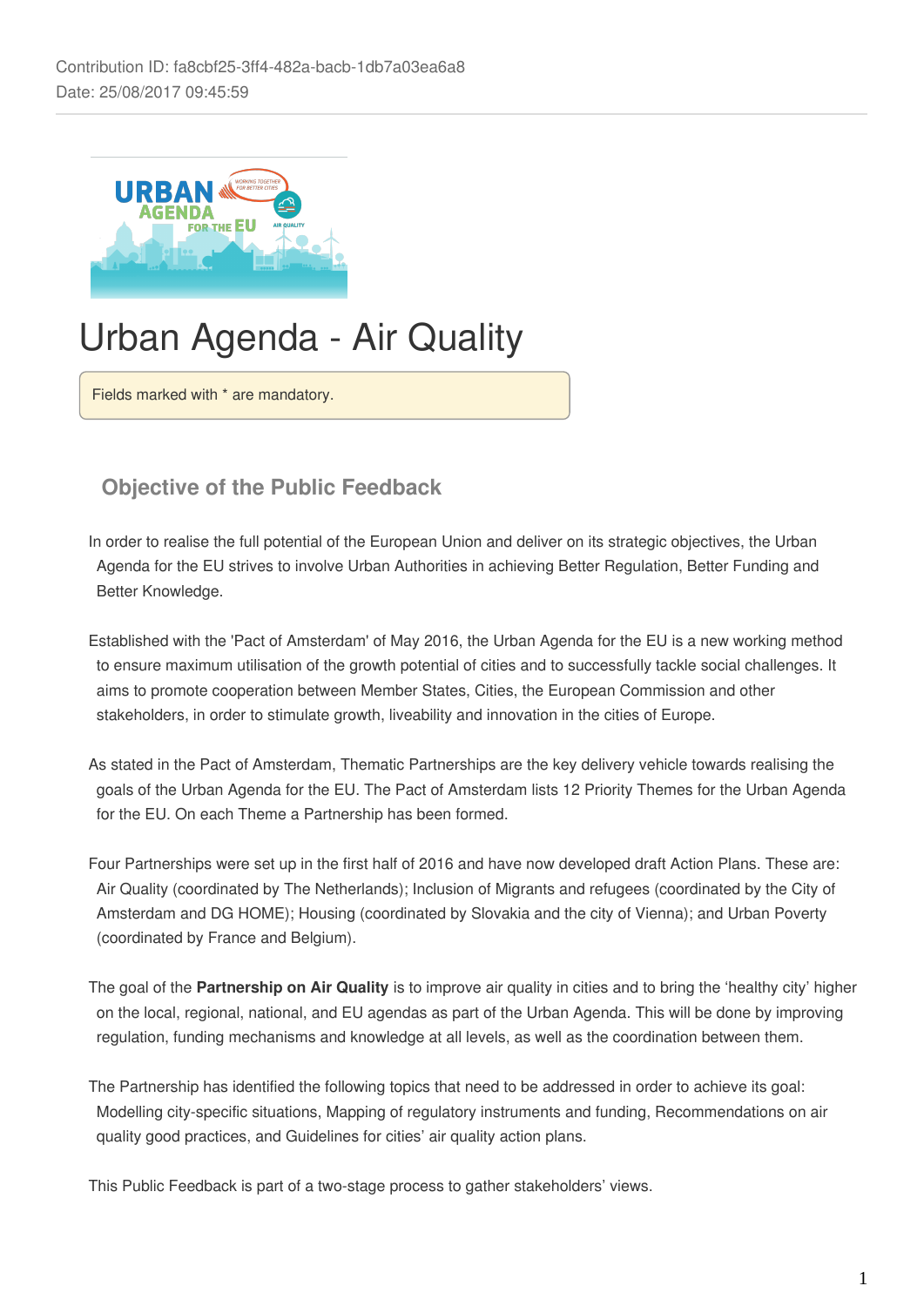Contribution ID: fa8cbf25-3ff4-482a-bacb-1db7a03ea6a8
Date: 25/08/2017 09:45:59

# Urban Agenda - Air Quality

Fields marked with * are mandatory.

## Objective of the Public Feedback

In order to realise the full potential of the European Union and deliver on its strategic objectives, the Urban Agenda for the EU strives to involve Urban Authorities in achieving Better Regulation, Better Funding and Better Knowledge.

Established with the 'Pact of Amsterdam' of May 2016, the Urban Agenda for the EU is a new working method to ensure maximum utilisation of the growth potential of cities and to successfully tackle social challenges. It aims to promote cooperation between Member States, Cities, the European Commission and other stakeholders, in order to stimulate growth, liveability and innovation in the cities of Europe.

As stated in the Pact of Amsterdam, Thematic Partnerships are the key delivery vehicle towards realising the goals of the Urban Agenda for the EU. The Pact of Amsterdam lists 12 Priority Themes for the Urban Agenda for the EU. On each Theme a Partnership has been formed.

Four Partnerships were set up in the first half of 2016 and have now developed draft Action Plans. These are: Air Quality (coordinated by The Netherlands); Inclusion of Migrants and refugees (coordinated by the City of Amsterdam and DG HOME); Housing (coordinated by Slovakia and the city of Vienna); and Urban Poverty (coordinated by France and Belgium).

The goal of the **Partnership on Air Quality** is to improve air quality in cities and to bring the 'healthy city' higher on the local, regional, national, and EU agendas as part of the Urban Agenda. This will be done by improving regulation, funding mechanisms and knowledge at all levels, as well as the coordination between them.

The Partnership has identified the following topics that need to be addressed in order to achieve its goal: Modelling city-specific situations, Mapping of regulatory instruments and funding, Recommendations on air quality good practices, and Guidelines for cities' air quality action plans.

This Public Feedback is part of a two-stage process to gather stakeholders' views.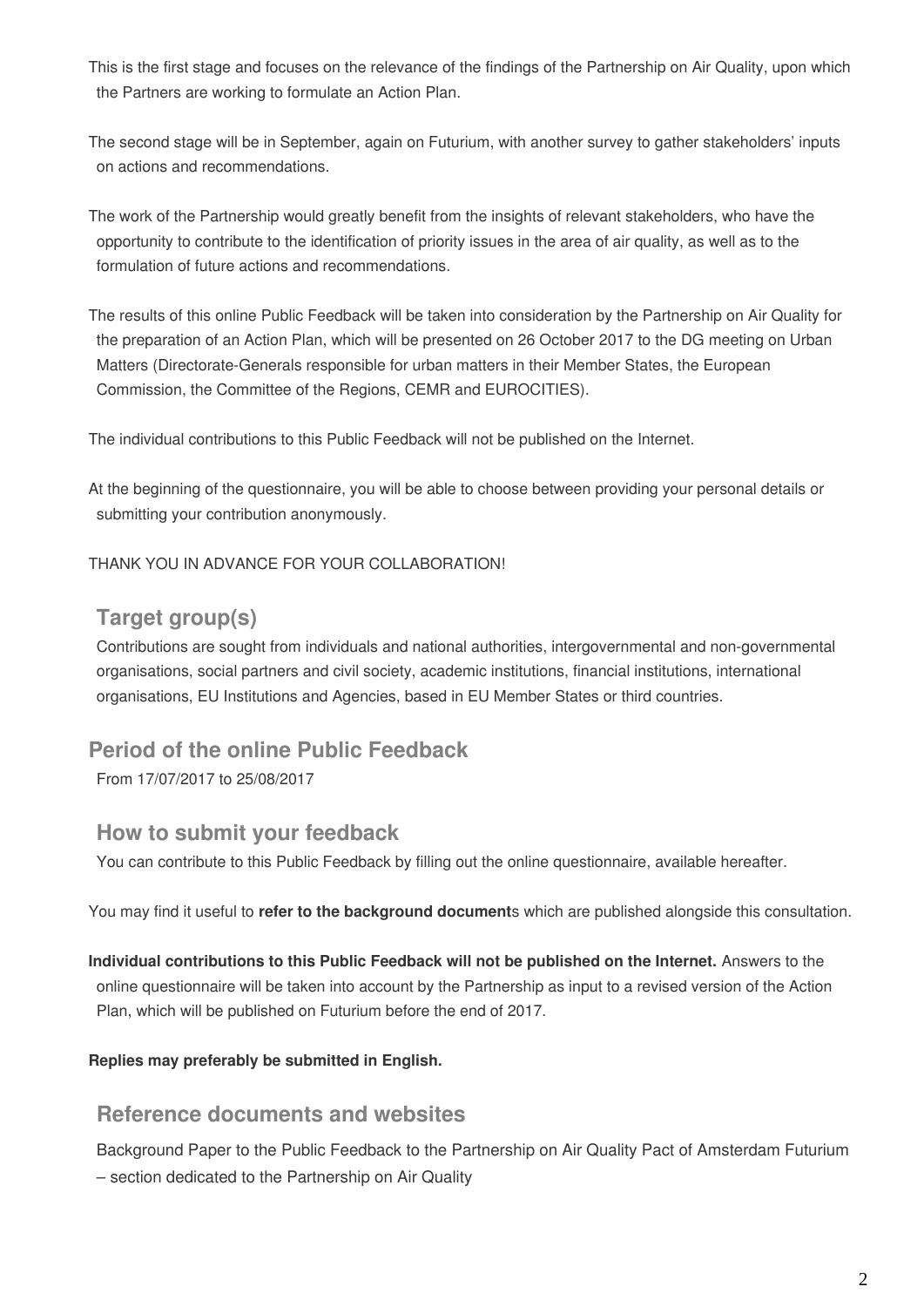This is the first stage and focuses on the relevance of the findings of the Partnership on Air Quality, upon which the Partners are working to formulate an Action Plan.

The second stage will be in September, again on Futurium, with another survey to gather stakeholders' inputs on actions and recommendations.

The work of the Partnership would greatly benefit from the insights of relevant stakeholders, who have the opportunity to contribute to the identification of priority issues in the area of air quality, as well as to the formulation of future actions and recommendations.

The results of this online Public Feedback will be taken into consideration by the Partnership on Air Quality for the preparation of an Action Plan, which will be presented on 26 October 2017 to the DG meeting on Urban Matters (Directorate-Generals responsible for urban matters in their Member States, the European Commission, the Committee of the Regions, CEMR and EUROCITIES).

The individual contributions to this Public Feedback will not be published on the Internet.

At the beginning of the questionnaire, you will be able to choose between providing your personal details or submitting your contribution anonymously.

THANK YOU IN ADVANCE FOR YOUR COLLABORATION!

## Target group(s)

Contributions are sought from individuals and national authorities, intergovernmental and non-governmental organisations, social partners and civil society, academic institutions, financial institutions, international organisations, EU Institutions and Agencies, based in EU Member States or third countries.

## Period of the online Public Feedback

From 17/07/2017 to 25/08/2017

## How to submit your feedback

You can contribute to this Public Feedback by filling out the online questionnaire, available hereafter.

You may find it useful to **refer to the background document**s which are published alongside this consultation.

**Individual contributions to this Public Feedback will not be published on the Internet.** Answers to the online questionnaire will be taken into account by the Partnership as input to a revised version of the Action Plan, which will be published on Futurium before the end of 2017.

**Replies may preferably be submitted in English.**

## Reference documents and websites

Background Paper to the Public Feedback to the Partnership on Air Quality Pact of Amsterdam Futurium – section dedicated to the Partnership on Air Quality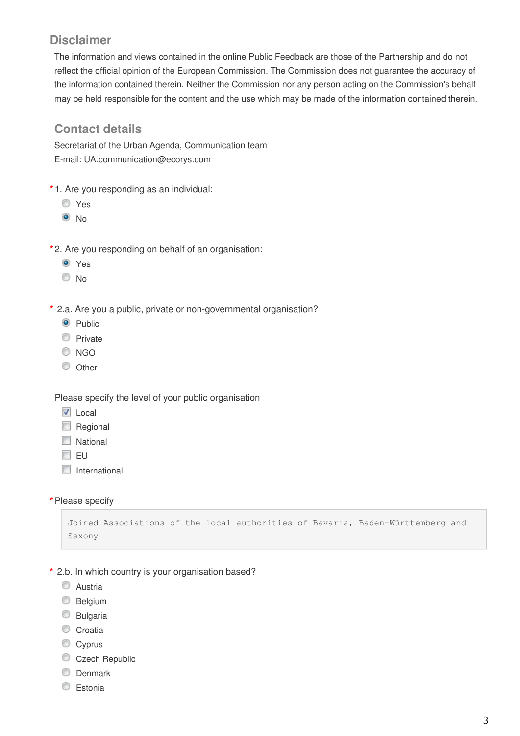## Disclaimer

The information and views contained in the online Public Feedback are those of the Partnership and do not reflect the official opinion of the European Commission. The Commission does not guarantee the accuracy of the information contained therein. Neither the Commission nor any person acting on the Commission's behalf may be held responsible for the content and the use which may be made of the information contained therein.

## Contact details

Secretariat of the Urban Agenda, Communication team
E-mail: UA.communication@ecorys.com

*1. Are you responding as an individual:

- ○ Yes
- ◉ No

*2. Are you responding on behalf of an organisation:

- ◉ Yes
- ○ No

* 2.a. Are you a public, private or non-governmental organisation?

- ◉ Public
- ○ Private
- ○ NGO
- ○ Other

Please specify the level of your public organisation

- ☑ Local
- ☐ Regional
- ☐ National
- ☐ EU
- ☐ International

*Please specify

```
Joined Associations of the local authorities of Bavaria, Baden-Württemberg and Saxony
```

* 2.b. In which country is your organisation based?

- ○ Austria
- ○ Belgium
- ○ Bulgaria
- ○ Croatia
- ○ Cyprus
- ○ Czech Republic
- ○ Denmark
- ○ Estonia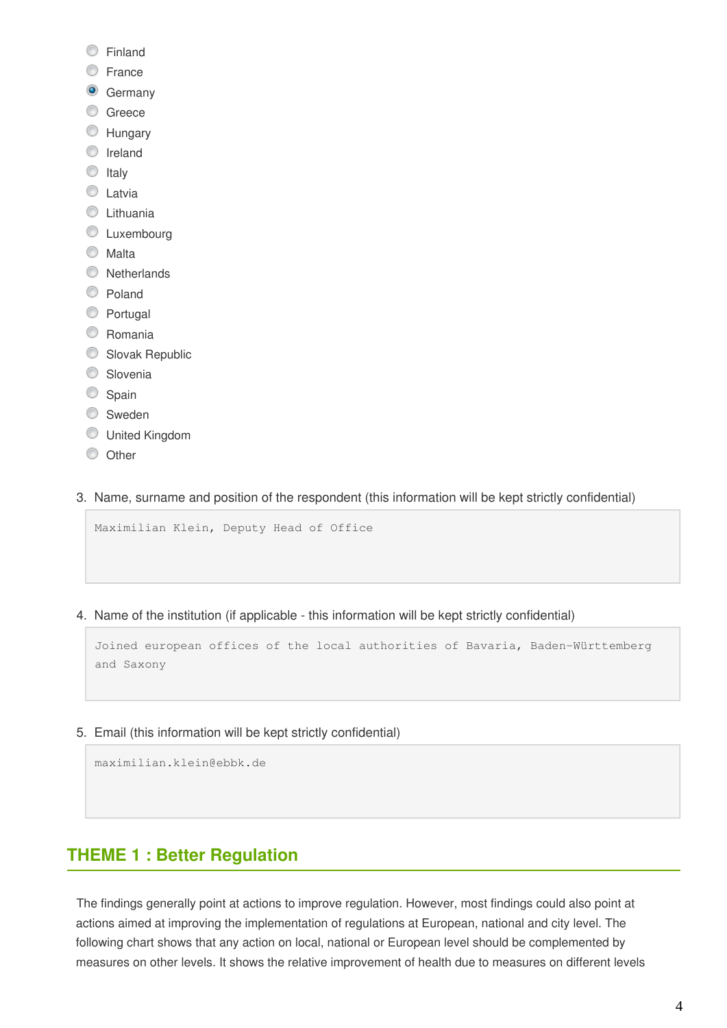- ○ Finland
- ○ France
- ◉ Germany
- ○ Greece
- ○ Hungary
- ○ Ireland
- ○ Italy
- ○ Latvia
- ○ Lithuania
- ○ Luxembourg
- ○ Malta
- ○ Netherlands
- ○ Poland
- ○ Portugal
- ○ Romania
- ○ Slovak Republic
- ○ Slovenia
- ○ Spain
- ○ Sweden
- ○ United Kingdom
- ○ Other

3. Name, surname and position of the respondent (this information will be kept strictly confidential)

```
Maximilian Klein, Deputy Head of Office
```

4. Name of the institution (if applicable - this information will be kept strictly confidential)

```
Joined european offices of the local authorities of Bavaria, Baden-Württemberg
and Saxony
```

5. Email (this information will be kept strictly confidential)

```
maximilian.klein@ebbk.de
```

## THEME 1 : Better Regulation

The findings generally point at actions to improve regulation. However, most findings could also point at actions aimed at improving the implementation of regulations at European, national and city level. The following chart shows that any action on local, national or European level should be complemented by measures on other levels. It shows the relative improvement of health due to measures on different levels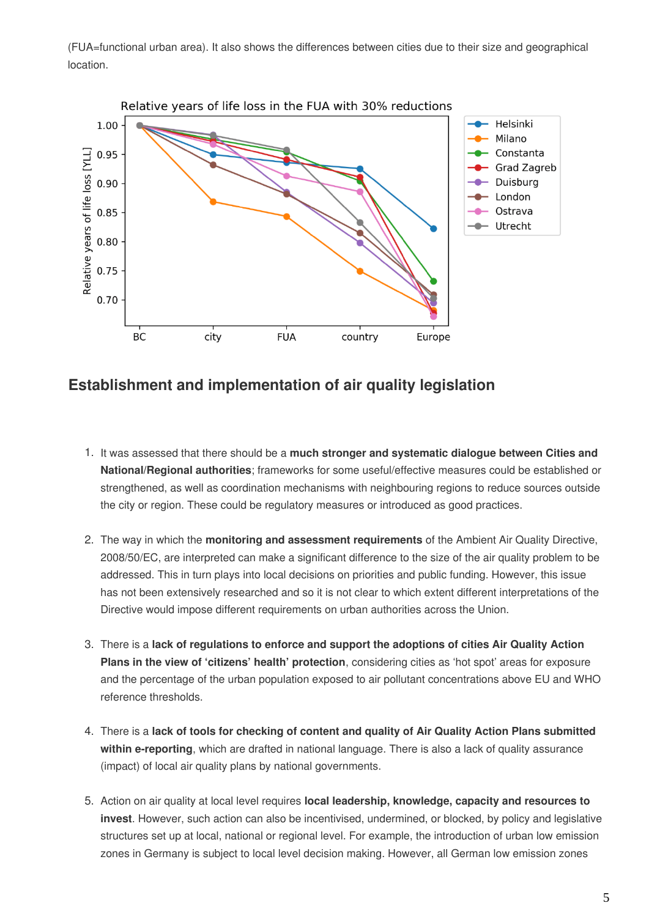(FUA=functional urban area). It also shows the differences between cities due to their size and geographical location.

## Establishment and implementation of air quality legislation

1. It was assessed that there should be a **much stronger and systematic dialogue between Cities and National/Regional authorities**; frameworks for some useful/effective measures could be established or strengthened, as well as coordination mechanisms with neighbouring regions to reduce sources outside the city or region. These could be regulatory measures or introduced as good practices.

2. The way in which the **monitoring and assessment requirements** of the Ambient Air Quality Directive, 2008/50/EC, are interpreted can make a significant difference to the size of the air quality problem to be addressed. This in turn plays into local decisions on priorities and public funding. However, this issue has not been extensively researched and so it is not clear to which extent different interpretations of the Directive would impose different requirements on urban authorities across the Union.

3. There is a **lack of regulations to enforce and support the adoptions of cities Air Quality Action Plans in the view of 'citizens' health' protection**, considering cities as 'hot spot' areas for exposure and the percentage of the urban population exposed to air pollutant concentrations above EU and WHO reference thresholds.

4. There is a **lack of tools for checking of content and quality of Air Quality Action Plans submitted within e-reporting**, which are drafted in national language. There is also a lack of quality assurance (impact) of local air quality plans by national governments.

5. Action on air quality at local level requires **local leadership, knowledge, capacity and resources to invest**. However, such action can also be incentivised, undermined, or blocked, by policy and legislative structures set up at local, national or regional level. For example, the introduction of urban low emission zones in Germany is subject to local level decision making. However, all German low emission zones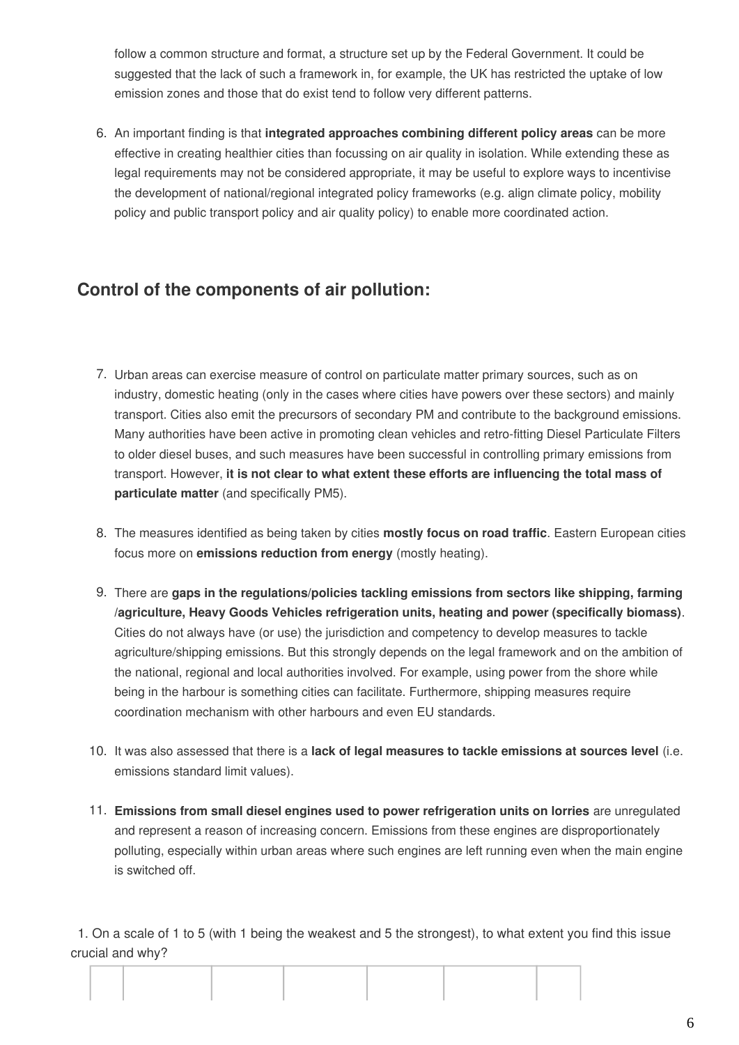follow a common structure and format, a structure set up by the Federal Government. It could be suggested that the lack of such a framework in, for example, the UK has restricted the uptake of low emission zones and those that do exist tend to follow very different patterns.

6. An important finding is that **integrated approaches combining different policy areas** can be more effective in creating healthier cities than focussing on air quality in isolation. While extending these as legal requirements may not be considered appropriate, it may be useful to explore ways to incentivise the development of national/regional integrated policy frameworks (e.g. align climate policy, mobility policy and public transport policy and air quality policy) to enable more coordinated action.

## Control of the components of air pollution:

7. Urban areas can exercise measure of control on particulate matter primary sources, such as on industry, domestic heating (only in the cases where cities have powers over these sectors) and mainly transport. Cities also emit the precursors of secondary PM and contribute to the background emissions. Many authorities have been active in promoting clean vehicles and retro-fitting Diesel Particulate Filters to older diesel buses, and such measures have been successful in controlling primary emissions from transport. However, **it is not clear to what extent these efforts are influencing the total mass of particulate matter** (and specifically PM5).

8. The measures identified as being taken by cities **mostly focus on road traffic**. Eastern European cities focus more on **emissions reduction from energy** (mostly heating).

9. There are **gaps in the regulations/policies tackling emissions from sectors like shipping, farming /agriculture, Heavy Goods Vehicles refrigeration units, heating and power (specifically biomass)**. Cities do not always have (or use) the jurisdiction and competency to develop measures to tackle agriculture/shipping emissions. But this strongly depends on the legal framework and on the ambition of the national, regional and local authorities involved. For example, using power from the shore while being in the harbour is something cities can facilitate. Furthermore, shipping measures require coordination mechanism with other harbours and even EU standards.

10. It was also assessed that there is a **lack of legal measures to tackle emissions at sources level** (i.e. emissions standard limit values).

11. **Emissions from small diesel engines used to power refrigeration units on lorries** are unregulated and represent a reason of increasing concern. Emissions from these engines are disproportionately polluting, especially within urban areas where such engines are left running even when the main engine is switched off.

1. On a scale of 1 to 5 (with 1 being the weakest and 5 the strongest), to what extent you find this issue crucial and why?

| | | | | | | |
|---|---|---|---|---|---|---|
| | | | | | | |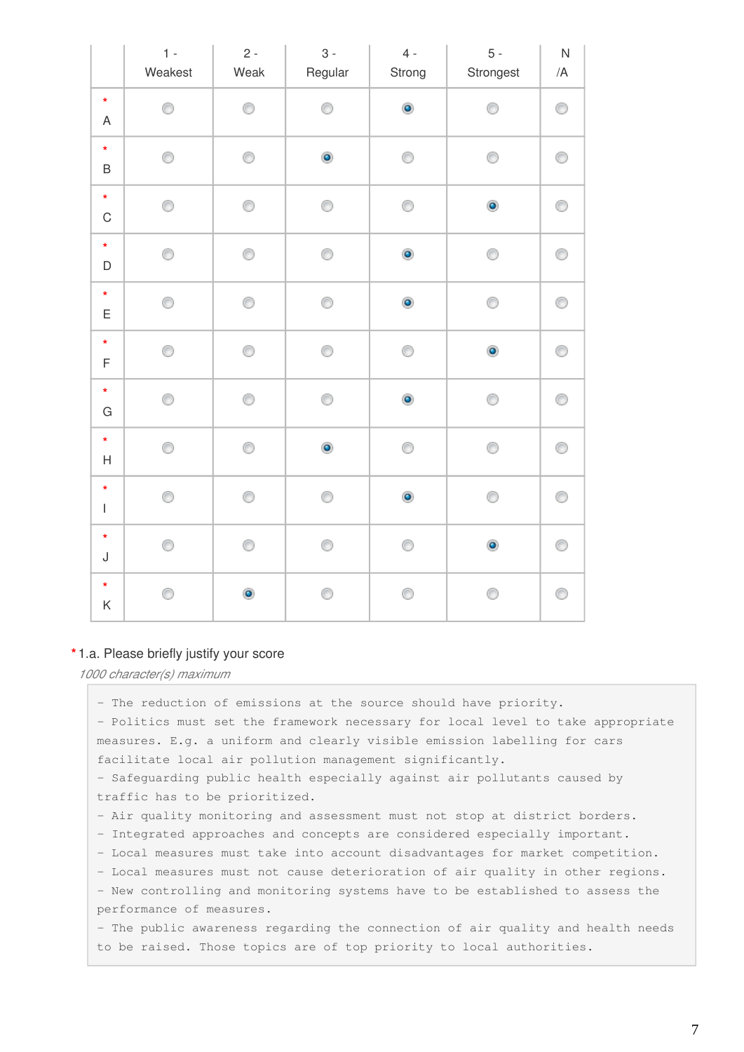| | 1 - Weakest | 2 - Weak | 3 - Regular | 4 - Strong | 5 - Strongest | N/A |
|---|---|---|---|---|---|---|
| * A | | | | X | | |
| * B | | | X | | | |
| * C | | | | | X | |
| * D | | | | X | | |
| * E | | | | X | | |
| * F | | | | | X | |
| * G | | | | X | | |
| * H | | | X | | | |
| * I | | | | X | | |
| * J | | | | | X | |
| * K | | X | | | | |

*1.a. Please briefly justify your score

*1000 character(s) maximum*

- The reduction of emissions at the source should have priority.
- Politics must set the framework necessary for local level to take appropriate measures. E.g. a uniform and clearly visible emission labelling for cars facilitate local air pollution management significantly.
- Safeguarding public health especially against air pollutants caused by traffic has to be prioritized.
- Air quality monitoring and assessment must not stop at district borders.
- Integrated approaches and concepts are considered especially important.
- Local measures must take into account disadvantages for market competition.
- Local measures must not cause deterioration of air quality in other regions.
- New controlling and monitoring systems have to be established to assess the performance of measures.
- The public awareness regarding the connection of air quality and health needs to be raised. Those topics are of top priority to local authorities.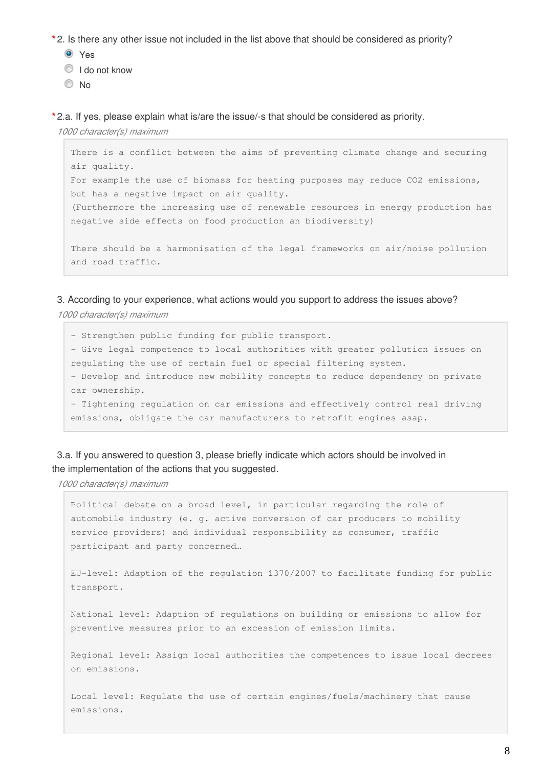*2. Is there any other issue not included in the list above that should be considered as priority?

- (•) Yes
- ( ) I do not know
- ( ) No

*2.a. If yes, please explain what is/are the issue/-s that should be considered as priority.

*1000 character(s) maximum*

```
There is a conflict between the aims of preventing climate change and securing
air quality.
For example the use of biomass for heating purposes may reduce CO2 emissions,
but has a negative impact on air quality.
(Furthermore the increasing use of renewable resources in energy production has
negative side effects on food production an biodiversity)

There should be a harmonisation of the legal frameworks on air/noise pollution
and road traffic.
```

3. According to your experience, what actions would you support to address the issues above?

*1000 character(s) maximum*

```
- Strengthen public funding for public transport.
- Give legal competence to local authorities with greater pollution issues on
regulating the use of certain fuel or special filtering system.
- Develop and introduce new mobility concepts to reduce dependency on private
car ownership.
- Tightening regulation on car emissions and effectively control real driving
emissions, obligate the car manufacturers to retrofit engines asap.
```

3.a. If you answered to question 3, please briefly indicate which actors should be involved in the implementation of the actions that you suggested.

*1000 character(s) maximum*

```
Political debate on a broad level, in particular regarding the role of
automobile industry (e. g. active conversion of car producers to mobility
service providers) and individual responsibility as consumer, traffic
participant and party concerned…

EU-level: Adaption of the regulation 1370/2007 to facilitate funding for public
transport.

National level: Adaption of regulations on building or emissions to allow for
preventive measures prior to an excession of emission limits.

Regional level: Assign local authorities the competences to issue local decrees
on emissions.

Local level: Regulate the use of certain engines/fuels/machinery that cause
emissions.
```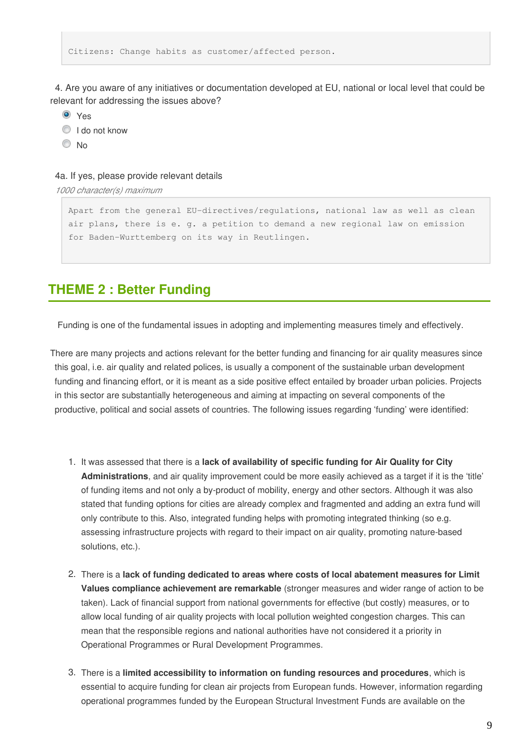```
Citizens: Change habits as customer/affected person.
```

4. Are you aware of any initiatives or documentation developed at EU, national or local level that could be relevant for addressing the issues above?

- (x) Yes
- ( ) I do not know
- ( ) No

4a. If yes, please provide relevant details

*1000 character(s) maximum*

```
Apart from the general EU-directives/regulations, national law as well as clean
air plans, there is e. g. a petition to demand a new regional law on emission
for Baden-Wurttemberg on its way in Reutlingen.
```

## THEME 2 : Better Funding

Funding is one of the fundamental issues in adopting and implementing measures timely and effectively.

There are many projects and actions relevant for the better funding and financing for air quality measures since this goal, i.e. air quality and related polices, is usually a component of the sustainable urban development funding and financing effort, or it is meant as a side positive effect entailed by broader urban policies. Projects in this sector are substantially heterogeneous and aiming at impacting on several components of the productive, political and social assets of countries. The following issues regarding 'funding' were identified:

1. It was assessed that there is a **lack of availability of specific funding for Air Quality for City Administrations**, and air quality improvement could be more easily achieved as a target if it is the 'title' of funding items and not only a by-product of mobility, energy and other sectors. Although it was also stated that funding options for cities are already complex and fragmented and adding an extra fund will only contribute to this. Also, integrated funding helps with promoting integrated thinking (so e.g. assessing infrastructure projects with regard to their impact on air quality, promoting nature-based solutions, etc.).

2. There is a **lack of funding dedicated to areas where costs of local abatement measures for Limit Values compliance achievement are remarkable** (stronger measures and wider range of action to be taken). Lack of financial support from national governments for effective (but costly) measures, or to allow local funding of air quality projects with local pollution weighted congestion charges. This can mean that the responsible regions and national authorities have not considered it a priority in Operational Programmes or Rural Development Programmes.

3. There is a **limited accessibility to information on funding resources and procedures**, which is essential to acquire funding for clean air projects from European funds. However, information regarding operational programmes funded by the European Structural Investment Funds are available on the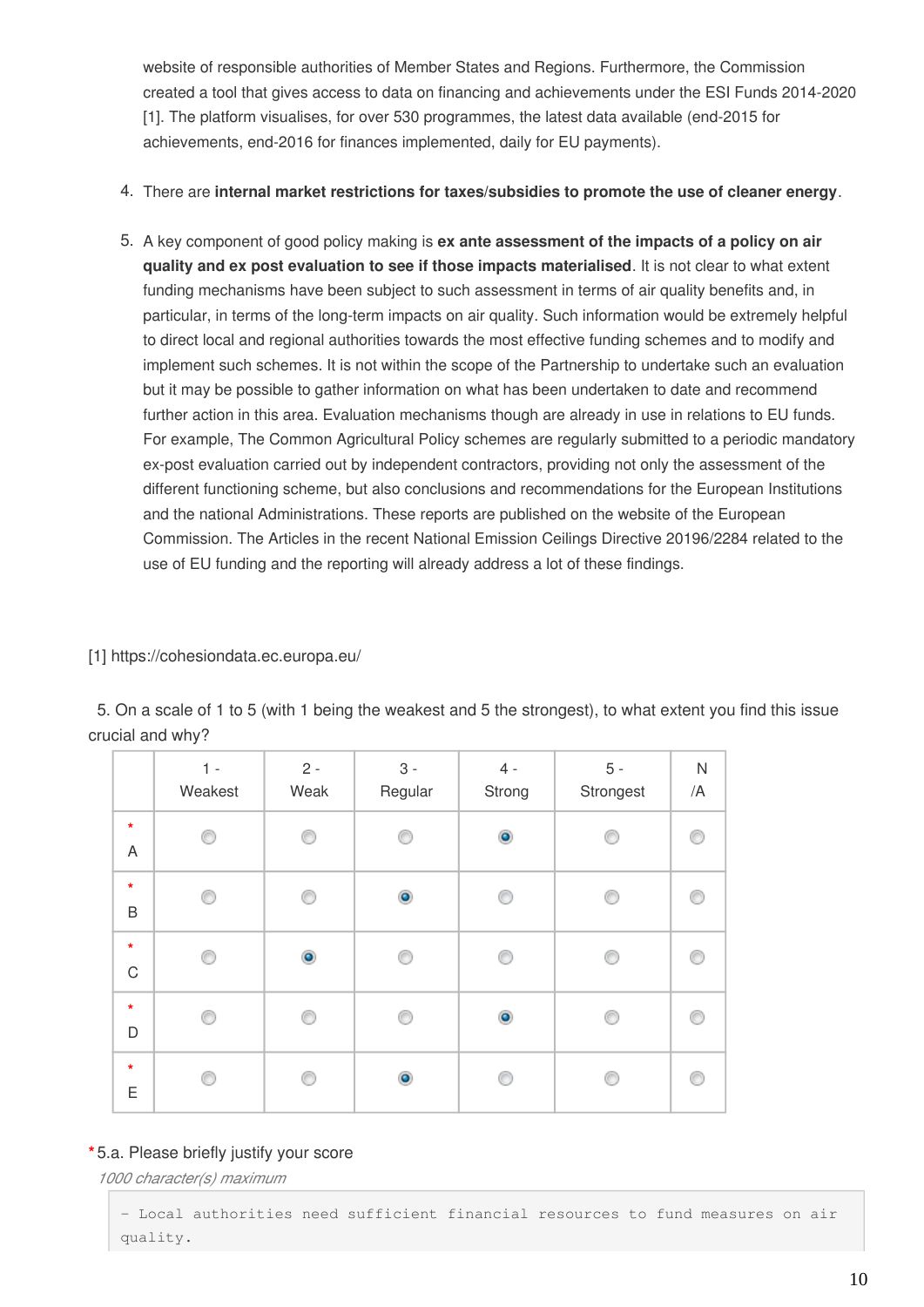website of responsible authorities of Member States and Regions. Furthermore, the Commission created a tool that gives access to data on financing and achievements under the ESI Funds 2014-2020 [1]. The platform visualises, for over 530 programmes, the latest data available (end-2015 for achievements, end-2016 for finances implemented, daily for EU payments).

4. There are **internal market restrictions for taxes/subsidies to promote the use of cleaner energy**.

5. A key component of good policy making is **ex ante assessment of the impacts of a policy on air quality and ex post evaluation to see if those impacts materialised**. It is not clear to what extent funding mechanisms have been subject to such assessment in terms of air quality benefits and, in particular, in terms of the long-term impacts on air quality. Such information would be extremely helpful to direct local and regional authorities towards the most effective funding schemes and to modify and implement such schemes. It is not within the scope of the Partnership to undertake such an evaluation but it may be possible to gather information on what has been undertaken to date and recommend further action in this area. Evaluation mechanisms though are already in use in relations to EU funds. For example, The Common Agricultural Policy schemes are regularly submitted to a periodic mandatory ex-post evaluation carried out by independent contractors, providing not only the assessment of the different functioning scheme, but also conclusions and recommendations for the European Institutions and the national Administrations. These reports are published on the website of the European Commission. The Articles in the recent National Emission Ceilings Directive 20196/2284 related to the use of EU funding and the reporting will already address a lot of these findings.

[1] https://cohesiondata.ec.europa.eu/

5. On a scale of 1 to 5 (with 1 being the weakest and 5 the strongest), to what extent you find this issue crucial and why?

| | 1 - Weakest | 2 - Weak | 3 - Regular | 4 - Strong | 5 - Strongest | N/A |
|---|---|---|---|---|---|---|
| * A | | | | X | | |
| * B | | | X | | | |
| * C | | X | | | | |
| * D | | | | X | | |
| * E | | | X | | | |

*5.a. Please briefly justify your score

*1000 character(s) maximum*

```
- Local authorities need sufficient financial resources to fund measures on air quality.
```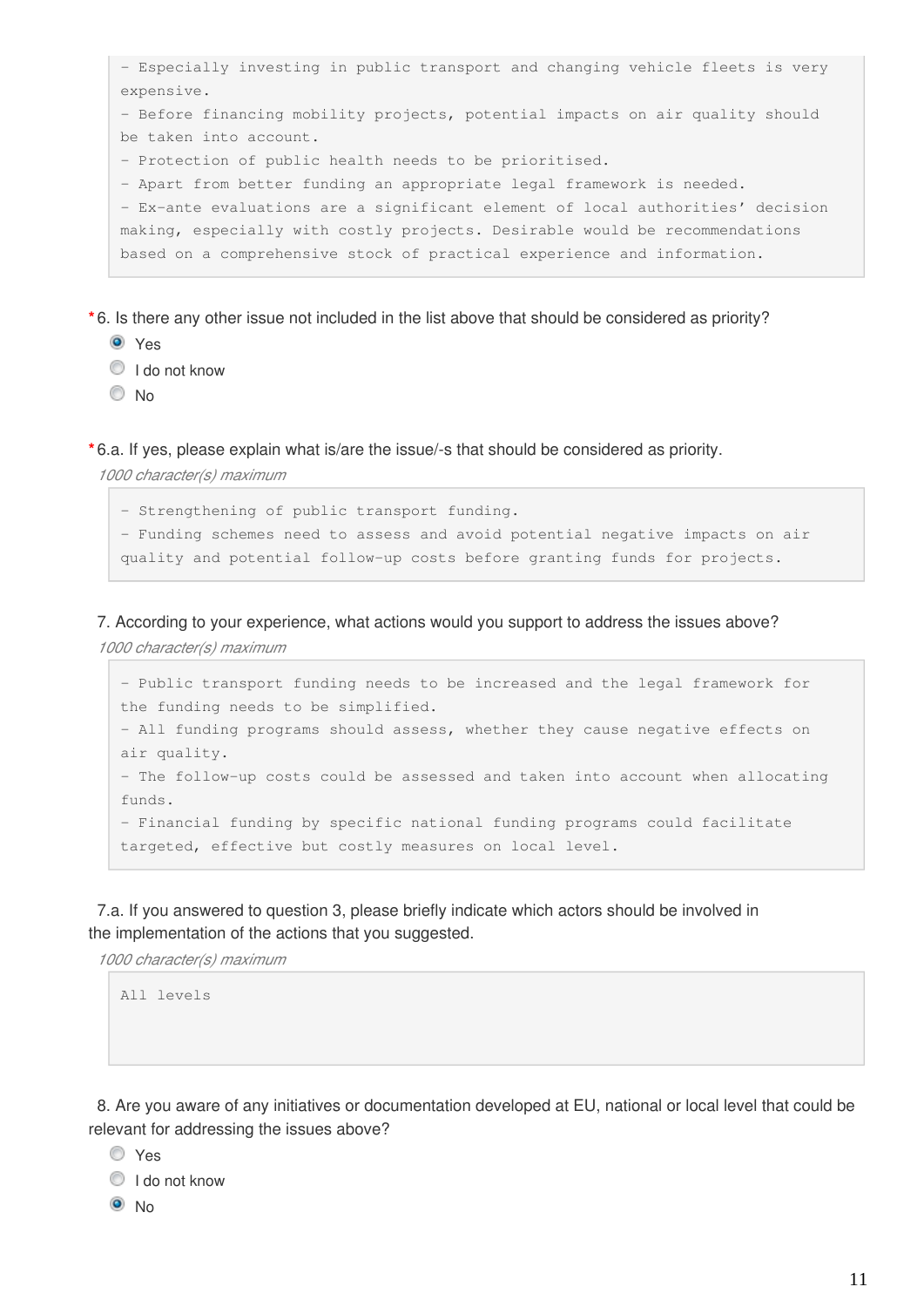- Especially investing in public transport and changing vehicle fleets is very expensive.
- Before financing mobility projects, potential impacts on air quality should be taken into account.
- Protection of public health needs to be prioritised.
- Apart from better funding an appropriate legal framework is needed.
- Ex-ante evaluations are a significant element of local authorities' decision making, especially with costly projects. Desirable would be recommendations based on a comprehensive stock of practical experience and information.

*6. Is there any other issue not included in the list above that should be considered as priority?

- (●) Yes
- ( ) I do not know
- ( ) No

*6.a. If yes, please explain what is/are the issue/-s that should be considered as priority.

*1000 character(s) maximum*

- Strengthening of public transport funding.
- Funding schemes need to assess and avoid potential negative impacts on air quality and potential follow-up costs before granting funds for projects.

7. According to your experience, what actions would you support to address the issues above?

*1000 character(s) maximum*

- Public transport funding needs to be increased and the legal framework for the funding needs to be simplified.
- All funding programs should assess, whether they cause negative effects on air quality.
- The follow-up costs could be assessed and taken into account when allocating funds.
- Financial funding by specific national funding programs could facilitate targeted, effective but costly measures on local level.

7.a. If you answered to question 3, please briefly indicate which actors should be involved in the implementation of the actions that you suggested.

*1000 character(s) maximum*

All levels

8. Are you aware of any initiatives or documentation developed at EU, national or local level that could be relevant for addressing the issues above?

- ( ) Yes
- ( ) I do not know
- (●) No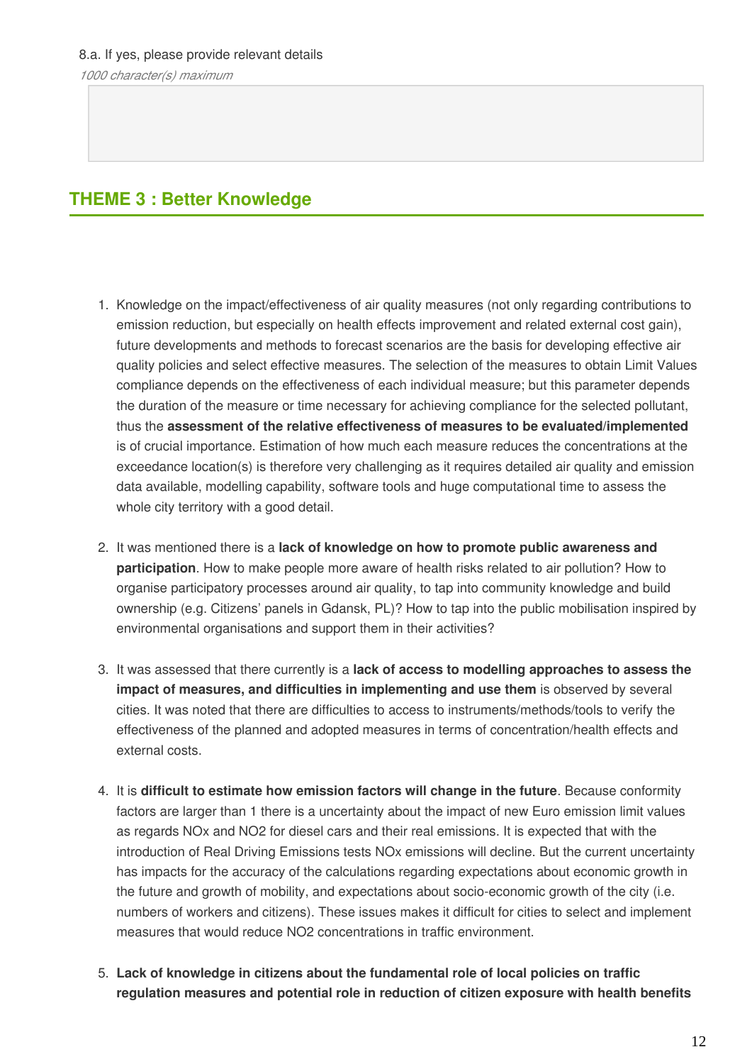8.a. If yes, please provide relevant details

*1000 character(s) maximum*

## THEME 3 : Better Knowledge

1. Knowledge on the impact/effectiveness of air quality measures (not only regarding contributions to emission reduction, but especially on health effects improvement and related external cost gain), future developments and methods to forecast scenarios are the basis for developing effective air quality policies and select effective measures. The selection of the measures to obtain Limit Values compliance depends on the effectiveness of each individual measure; but this parameter depends the duration of the measure or time necessary for achieving compliance for the selected pollutant, thus the **assessment of the relative effectiveness of measures to be evaluated/implemented** is of crucial importance. Estimation of how much each measure reduces the concentrations at the exceedance location(s) is therefore very challenging as it requires detailed air quality and emission data available, modelling capability, software tools and huge computational time to assess the whole city territory with a good detail.

2. It was mentioned there is a **lack of knowledge on how to promote public awareness and participation**. How to make people more aware of health risks related to air pollution? How to organise participatory processes around air quality, to tap into community knowledge and build ownership (e.g. Citizens' panels in Gdansk, PL)? How to tap into the public mobilisation inspired by environmental organisations and support them in their activities?

3. It was assessed that there currently is a **lack of access to modelling approaches to assess the impact of measures, and difficulties in implementing and use them** is observed by several cities. It was noted that there are difficulties to access to instruments/methods/tools to verify the effectiveness of the planned and adopted measures in terms of concentration/health effects and external costs.

4. It is **difficult to estimate how emission factors will change in the future**. Because conformity factors are larger than 1 there is a uncertainty about the impact of new Euro emission limit values as regards NOx and NO2 for diesel cars and their real emissions. It is expected that with the introduction of Real Driving Emissions tests NOx emissions will decline. But the current uncertainty has impacts for the accuracy of the calculations regarding expectations about economic growth in the future and growth of mobility, and expectations about socio-economic growth of the city (i.e. numbers of workers and citizens). These issues makes it difficult for cities to select and implement measures that would reduce NO2 concentrations in traffic environment.

5. **Lack of knowledge in citizens about the fundamental role of local policies on traffic regulation measures and potential role in reduction of citizen exposure with health benefits**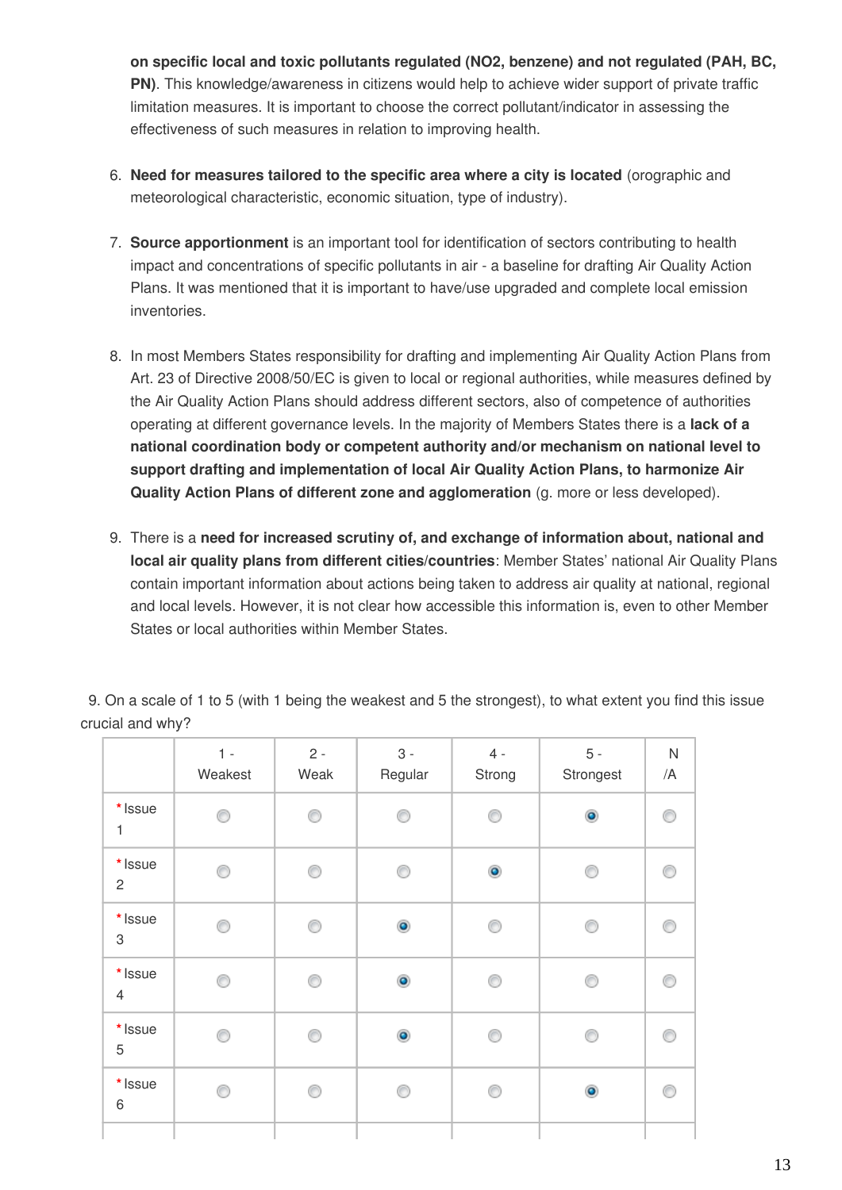on specific local and toxic pollutants regulated (NO2, benzene) and not regulated (PAH, BC, PN)**. This knowledge/awareness in citizens would help to achieve wider support of private traffic limitation measures. It is important to choose the correct pollutant/indicator in assessing the effectiveness of such measures in relation to improving health.

6. **Need for measures tailored to the specific area where a city is located** (orographic and meteorological characteristic, economic situation, type of industry).

7. **Source apportionment** is an important tool for identification of sectors contributing to health impact and concentrations of specific pollutants in air - a baseline for drafting Air Quality Action Plans. It was mentioned that it is important to have/use upgraded and complete local emission inventories.

8. In most Members States responsibility for drafting and implementing Air Quality Action Plans from Art. 23 of Directive 2008/50/EC is given to local or regional authorities, while measures defined by the Air Quality Action Plans should address different sectors, also of competence of authorities operating at different governance levels. In the majority of Members States there is a **lack of a national coordination body or competent authority and/or mechanism on national level to support drafting and implementation of local Air Quality Action Plans, to harmonize Air Quality Action Plans of different zone and agglomeration** (g. more or less developed).

9. There is a **need for increased scrutiny of, and exchange of information about, national and local air quality plans from different cities/countries**: Member States' national Air Quality Plans contain important information about actions being taken to address air quality at national, regional and local levels. However, it is not clear how accessible this information is, even to other Member States or local authorities within Member States.

9. On a scale of 1 to 5 (with 1 being the weakest and 5 the strongest), to what extent you find this issue crucial and why?

| | 1 - Weakest | 2 - Weak | 3 - Regular | 4 - Strong | 5 - Strongest | N/A |
|---|---|---|---|---|---|---|
| *Issue 1 | | | | | ● | |
| *Issue 2 | | | | ● | | |
| *Issue 3 | | | ● | | | |
| *Issue 4 | | | ● | | | |
| *Issue 5 | | | ● | | | |
| *Issue 6 | | | | | ● | |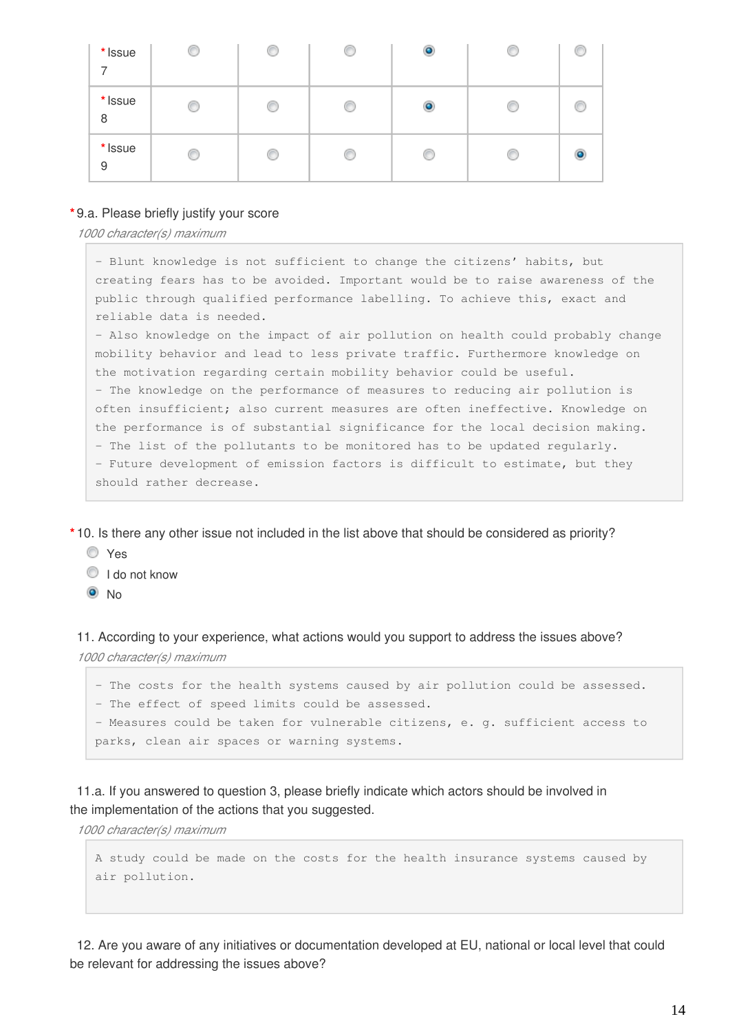| | | | | | | |
|---|---|---|---|---|---|---|
| * Issue 7 | ◯ | ◯ | ◯ | ◉ | ◯ | ◯ |
| * Issue 8 | ◯ | ◯ | ◯ | ◉ | ◯ | ◯ |
| * Issue 9 | ◯ | ◯ | ◯ | ◯ | ◯ | ◉ |

*9.a. Please briefly justify your score

*1000 character(s) maximum*

- Blunt knowledge is not sufficient to change the citizens' habits, but creating fears has to be avoided. Important would be to raise awareness of the public through qualified performance labelling. To achieve this, exact and reliable data is needed.
- Also knowledge on the impact of air pollution on health could probably change mobility behavior and lead to less private traffic. Furthermore knowledge on the motivation regarding certain mobility behavior could be useful.
- The knowledge on the performance of measures to reducing air pollution is often insufficient; also current measures are often ineffective. Knowledge on the performance is of substantial significance for the local decision making.
- The list of the pollutants to be monitored has to be updated regularly.
- Future development of emission factors is difficult to estimate, but they should rather decrease.

*10. Is there any other issue not included in the list above that should be considered as priority?

- ◯ Yes
- ◯ I do not know
- ◉ No

11. According to your experience, what actions would you support to address the issues above?

*1000 character(s) maximum*

- The costs for the health systems caused by air pollution could be assessed.
- The effect of speed limits could be assessed.
- Measures could be taken for vulnerable citizens, e. g. sufficient access to parks, clean air spaces or warning systems.

11.a. If you answered to question 3, please briefly indicate which actors should be involved in the implementation of the actions that you suggested.

*1000 character(s) maximum*

A study could be made on the costs for the health insurance systems caused by air pollution.

12. Are you aware of any initiatives or documentation developed at EU, national or local level that could be relevant for addressing the issues above?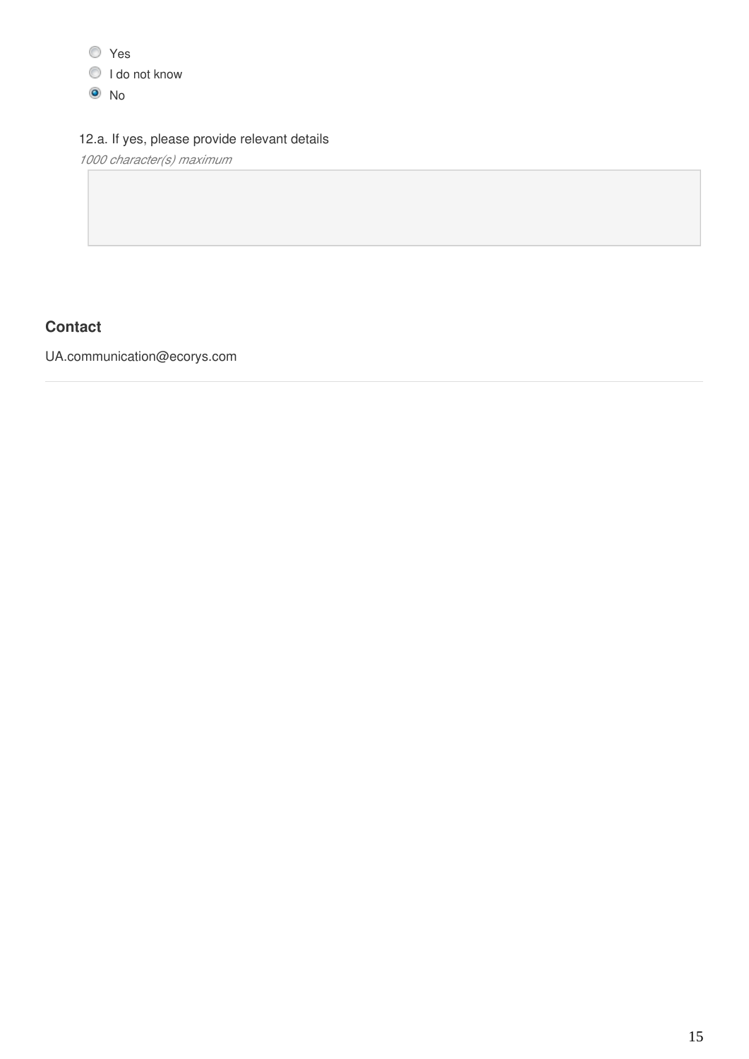- ○ Yes
- ○ I do not know
- ● No

12.a. If yes, please provide relevant details

*1000 character(s) maximum*

## Contact

UA.communication@ecorys.com